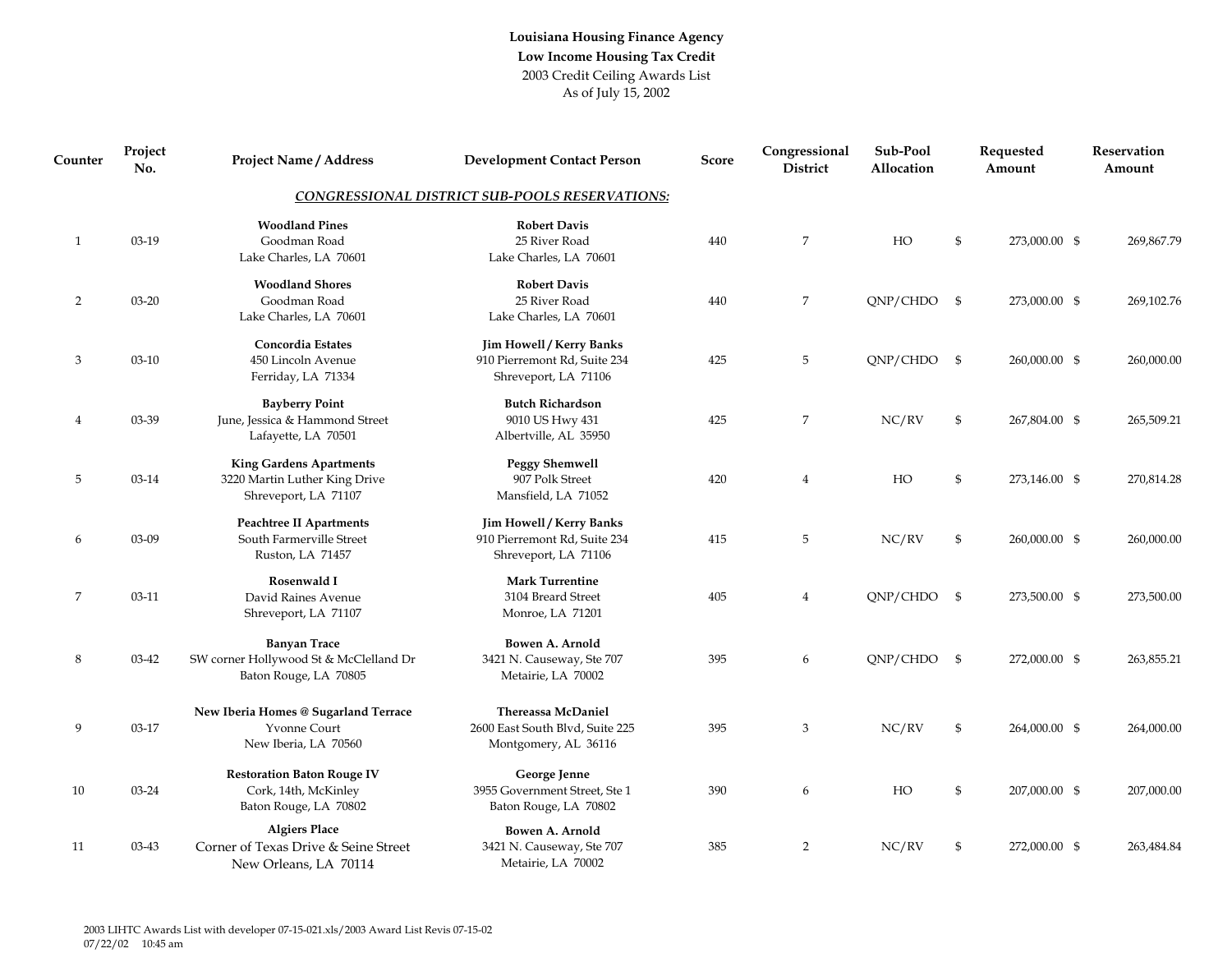**Louisiana Housing Finance Agency**

**Low Income Housing Tax Credit**

2003 Credit Ceiling Awards List

As of July 15, 2002

| Counter | Project No. | Project Name / Address | Development Contact Person | Score | Congressional District | Sub-Pool Allocation | Requested Amount | Reservation Amount |
|---|---|---|---|---|---|---|---|---|
| | | ***CONGRESSIONAL DISTRICT SUB-POOLS RESERVATIONS:*** | | | | | | |
| 1 | 03-19 | **Woodland Pines**<br>Goodman Road<br>Lake Charles, LA 70601 | **Robert Davis**<br>25 River Road<br>Lake Charles, LA 70601 | 440 | 7 | HO | $ 273,000.00 | $ 269,867.79 |
| 2 | 03-20 | **Woodland Shores**<br>Goodman Road<br>Lake Charles, LA 70601 | **Robert Davis**<br>25 River Road<br>Lake Charles, LA 70601 | 440 | 7 | QNP/CHDO | $ 273,000.00 | $ 269,102.76 |
| 3 | 03-10 | **Concordia Estates**<br>450 Lincoln Avenue<br>Ferriday, LA 71334 | **Jim Howell / Kerry Banks**<br>910 Pierremont Rd, Suite 234<br>Shreveport, LA 71106 | 425 | 5 | QNP/CHDO | $ 260,000.00 | $ 260,000.00 |
| 4 | 03-39 | **Bayberry Point**<br>June, Jessica & Hammond Street<br>Lafayette, LA 70501 | **Butch Richardson**<br>9010 US Hwy 431<br>Albertville, AL 35950 | 425 | 7 | NC/RV | $ 267,804.00 | $ 265,509.21 |
| 5 | 03-14 | **King Gardens Apartments**<br>3220 Martin Luther King Drive<br>Shreveport, LA 71107 | **Peggy Shemwell**<br>907 Polk Street<br>Mansfield, LA 71052 | 420 | 4 | HO | $ 273,146.00 | $ 270,814.28 |
| 6 | 03-09 | **Peachtree II Apartments**<br>South Farmerville Street<br>Ruston, LA 71457 | **Jim Howell / Kerry Banks**<br>910 Pierremont Rd, Suite 234<br>Shreveport, LA 71106 | 415 | 5 | NC/RV | $ 260,000.00 | $ 260,000.00 |
| 7 | 03-11 | **Rosenwald I**<br>David Raines Avenue<br>Shreveport, LA 71107 | **Mark Turrentine**<br>3104 Breard Street<br>Monroe, LA 71201 | 405 | 4 | QNP/CHDO | $ 273,500.00 | $ 273,500.00 |
| 8 | 03-42 | **Banyan Trace**<br>SW corner Hollywood St & McClelland Dr<br>Baton Rouge, LA 70805 | **Bowen A. Arnold**<br>3421 N. Causeway, Ste 707<br>Metairie, LA 70002 | 395 | 6 | QNP/CHDO | $ 272,000.00 | $ 263,855.21 |
| 9 | 03-17 | **New Iberia Homes @ Sugarland Terrace**<br>Yvonne Court<br>New Iberia, LA 70560 | **Thereassa McDaniel**<br>2600 East South Blvd, Suite 225<br>Montgomery, AL 36116 | 395 | 3 | NC/RV | $ 264,000.00 | $ 264,000.00 |
| 10 | 03-24 | **Restoration Baton Rouge IV**<br>Cork, 14th, McKinley<br>Baton Rouge, LA 70802 | **George Jenne**<br>3955 Government Street, Ste 1<br>Baton Rouge, LA 70802 | 390 | 6 | HO | $ 207,000.00 | $ 207,000.00 |
| 11 | 03-43 | **Algiers Place**<br>Corner of Texas Drive & Seine Street<br>New Orleans, LA 70114 | **Bowen A. Arnold**<br>3421 N. Causeway, Ste 707<br>Metairie, LA 70002 | 385 | 2 | NC/RV | $ 272,000.00 | $ 263,484.84 |

2003 LIHTC Awards List with developer 07-15-021.xls/2003 Award List Revis 07-15-02
07/22/02 10:45 am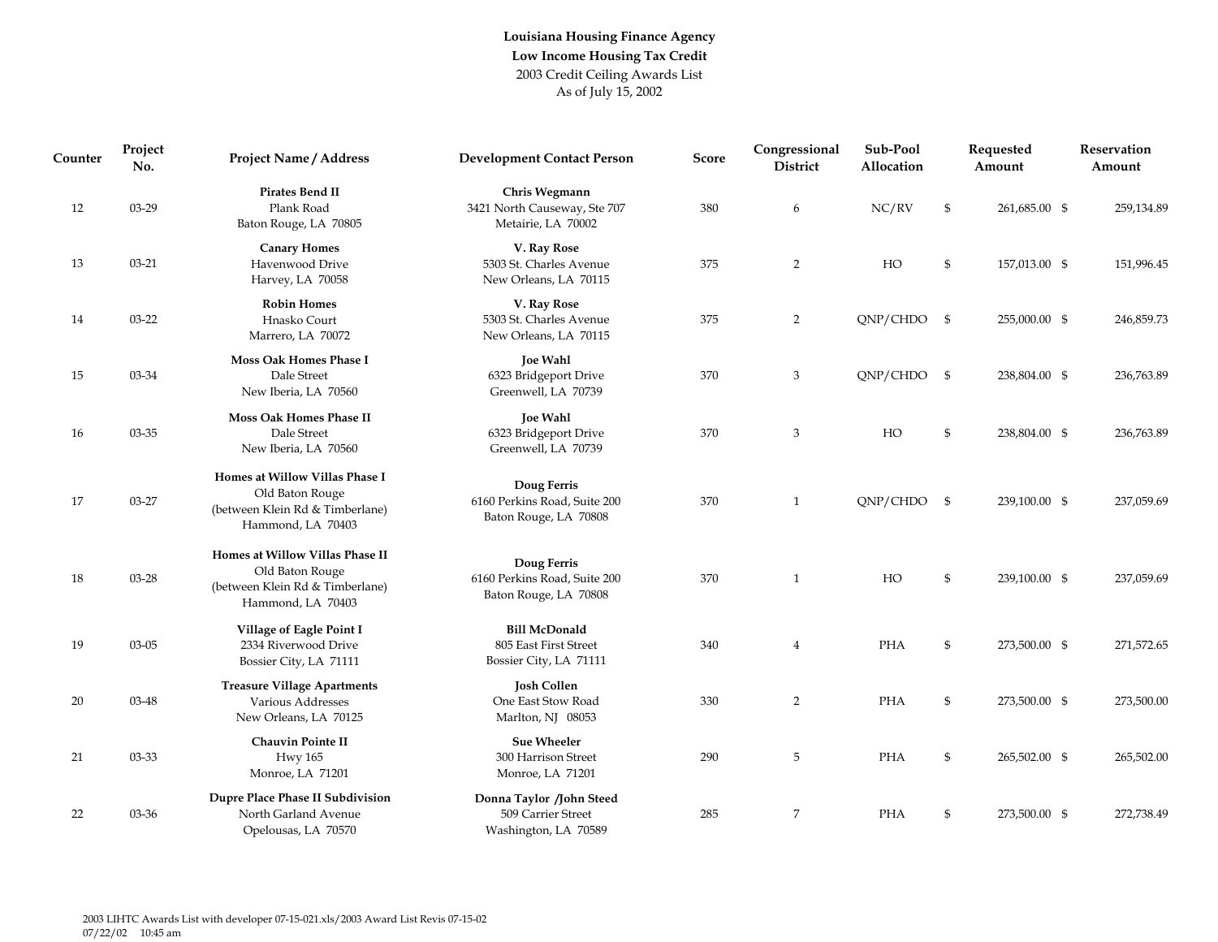**Louisiana Housing Finance Agency**
**Low Income Housing Tax Credit**
2003 Credit Ceiling Awards List
As of July 15, 2002

| Counter | Project No. | Project Name / Address | Development Contact Person | Score | Congressional District | Sub-Pool Allocation | Requested Amount | Reservation Amount |
|---|---|---|---|---|---|---|---|---|
| 12 | 03-29 | **Pirates Bend II**<br>Plank Road<br>Baton Rouge, LA 70805 | **Chris Wegmann**<br>3421 North Causeway, Ste 707<br>Metairie, LA 70002 | 380 | 6 | NC/RV | $ 261,685.00 | $ 259,134.89 |
| 13 | 03-21 | **Canary Homes**<br>Havenwood Drive<br>Harvey, LA 70058 | **V. Ray Rose**<br>5303 St. Charles Avenue<br>New Orleans, LA 70115 | 375 | 2 | HO | $ 157,013.00 | $ 151,996.45 |
| 14 | 03-22 | **Robin Homes**<br>Hnasko Court<br>Marrero, LA 70072 | **V. Ray Rose**<br>5303 St. Charles Avenue<br>New Orleans, LA 70115 | 375 | 2 | QNP/CHDO | $ 255,000.00 | $ 246,859.73 |
| 15 | 03-34 | **Moss Oak Homes Phase I**<br>Dale Street<br>New Iberia, LA 70560 | **Joe Wahl**<br>6323 Bridgeport Drive<br>Greenwell, LA 70739 | 370 | 3 | QNP/CHDO | $ 238,804.00 | $ 236,763.89 |
| 16 | 03-35 | **Moss Oak Homes Phase II**<br>Dale Street<br>New Iberia, LA 70560 | **Joe Wahl**<br>6323 Bridgeport Drive<br>Greenwell, LA 70739 | 370 | 3 | HO | $ 238,804.00 | $ 236,763.89 |
| 17 | 03-27 | **Homes at Willow Villas Phase I**<br>Old Baton Rouge<br>(between Klein Rd & Timberlane)<br>Hammond, LA 70403 | **Doug Ferris**<br>6160 Perkins Road, Suite 200<br>Baton Rouge, LA 70808 | 370 | 1 | QNP/CHDO | $ 239,100.00 | $ 237,059.69 |
| 18 | 03-28 | **Homes at Willow Villas Phase II**<br>Old Baton Rouge<br>(between Klein Rd & Timberlane)<br>Hammond, LA 70403 | **Doug Ferris**<br>6160 Perkins Road, Suite 200<br>Baton Rouge, LA 70808 | 370 | 1 | HO | $ 239,100.00 | $ 237,059.69 |
| 19 | 03-05 | **Village of Eagle Point I**<br>2334 Riverwood Drive<br>Bossier City, LA 71111 | **Bill McDonald**<br>805 East First Street<br>Bossier City, LA 71111 | 340 | 4 | PHA | $ 273,500.00 | $ 271,572.65 |
| 20 | 03-48 | **Treasure Village Apartments**<br>Various Addresses<br>New Orleans, LA 70125 | **Josh Collen**<br>One East Stow Road<br>Marlton, NJ 08053 | 330 | 2 | PHA | $ 273,500.00 | $ 273,500.00 |
| 21 | 03-33 | **Chauvin Pointe II**<br>Hwy 165<br>Monroe, LA 71201 | **Sue Wheeler**<br>300 Harrison Street<br>Monroe, LA 71201 | 290 | 5 | PHA | $ 265,502.00 | $ 265,502.00 |
| 22 | 03-36 | **Dupre Place Phase II Subdivision**<br>North Garland Avenue<br>Opelousas, LA 70570 | **Donna Taylor /John Steed**<br>509 Carrier Street<br>Washington, LA 70589 | 285 | 7 | PHA | $ 273,500.00 | $ 272,738.49 |

2003 LIHTC Awards List with developer 07-15-021.xls/2003 Award List Revis 07-15-02
07/22/02 10:45 am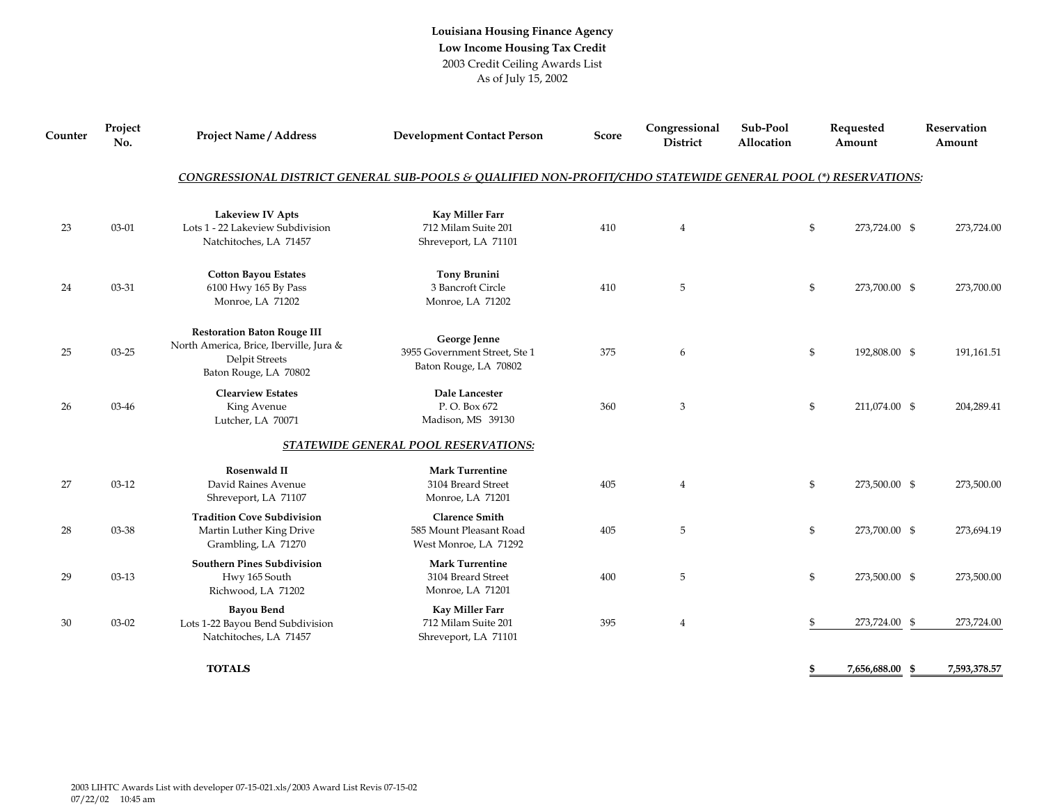**Louisiana Housing Finance Agency**
**Low Income Housing Tax Credit**
2003 Credit Ceiling Awards List
As of July 15, 2002

| Counter | Project No. | Project Name / Address | Development Contact Person | Score | Congressional District | Sub-Pool Allocation | Requested Amount | Reservation Amount |
|---|---|---|---|---|---|---|---|---|
| | | ***CONGRESSIONAL DISTRICT GENERAL SUB-POOLS & QUALIFIED NON-PROFIT/CHDO STATEWIDE GENERAL POOL (*) RESERVATIONS:*** | | | | | | |
| 23 | 03-01 | **Lakeview IV Apts**<br>Lots 1 - 22 Lakeview Subdivision<br>Natchitoches, LA 71457 | **Kay Miller Farr**<br>712 Milam Suite 201<br>Shreveport, LA 71101 | 410 | 4 | | $ 273,724.00 | $ 273,724.00 |
| 24 | 03-31 | **Cotton Bayou Estates**<br>6100 Hwy 165 By Pass<br>Monroe, LA 71202 | **Tony Brunini**<br>3 Bancroft Circle<br>Monroe, LA 71202 | 410 | 5 | | $ 273,700.00 | $ 273,700.00 |
| 25 | 03-25 | **Restoration Baton Rouge III**<br>North America, Brice, Iberville, Jura & Delpit Streets<br>Baton Rouge, LA 70802 | **George Jenne**<br>3955 Government Street, Ste 1<br>Baton Rouge, LA 70802 | 375 | 6 | | $ 192,808.00 | $ 191,161.51 |
| 26 | 03-46 | **Clearview Estates**<br>King Avenue<br>Lutcher, LA 70071 | **Dale Lancester**<br>P. O. Box 672<br>Madison, MS 39130 | 360 | 3 | | $ 211,074.00 | $ 204,289.41 |
| | | ***STATEWIDE GENERAL POOL RESERVATIONS:*** | | | | | | |
| 27 | 03-12 | **Rosenwald II**<br>David Raines Avenue<br>Shreveport, LA 71107 | **Mark Turrentine**<br>3104 Breard Street<br>Monroe, LA 71201 | 405 | 4 | | $ 273,500.00 | $ 273,500.00 |
| 28 | 03-38 | **Tradition Cove Subdivision**<br>Martin Luther King Drive<br>Grambling, LA 71270 | **Clarence Smith**<br>585 Mount Pleasant Road<br>West Monroe, LA 71292 | 405 | 5 | | $ 273,700.00 | $ 273,694.19 |
| 29 | 03-13 | **Southern Pines Subdivision**<br>Hwy 165 South<br>Richwood, LA 71202 | **Mark Turrentine**<br>3104 Breard Street<br>Monroe, LA 71201 | 400 | 5 | | $ 273,500.00 | $ 273,500.00 |
| 30 | 03-02 | **Bayou Bend**<br>Lots 1-22 Bayou Bend Subdivision<br>Natchitoches, LA 71457 | **Kay Miller Farr**<br>712 Milam Suite 201<br>Shreveport, LA 71101 | 395 | 4 | | $ 273,724.00 | $ 273,724.00 |
| | | **TOTALS** | | | | | **$ 7,656,688.00** | **$ 7,593,378.57** |

2003 LIHTC Awards List with developer 07-15-021.xls/2003 Award List Revis 07-15-02
07/22/02 10:45 am